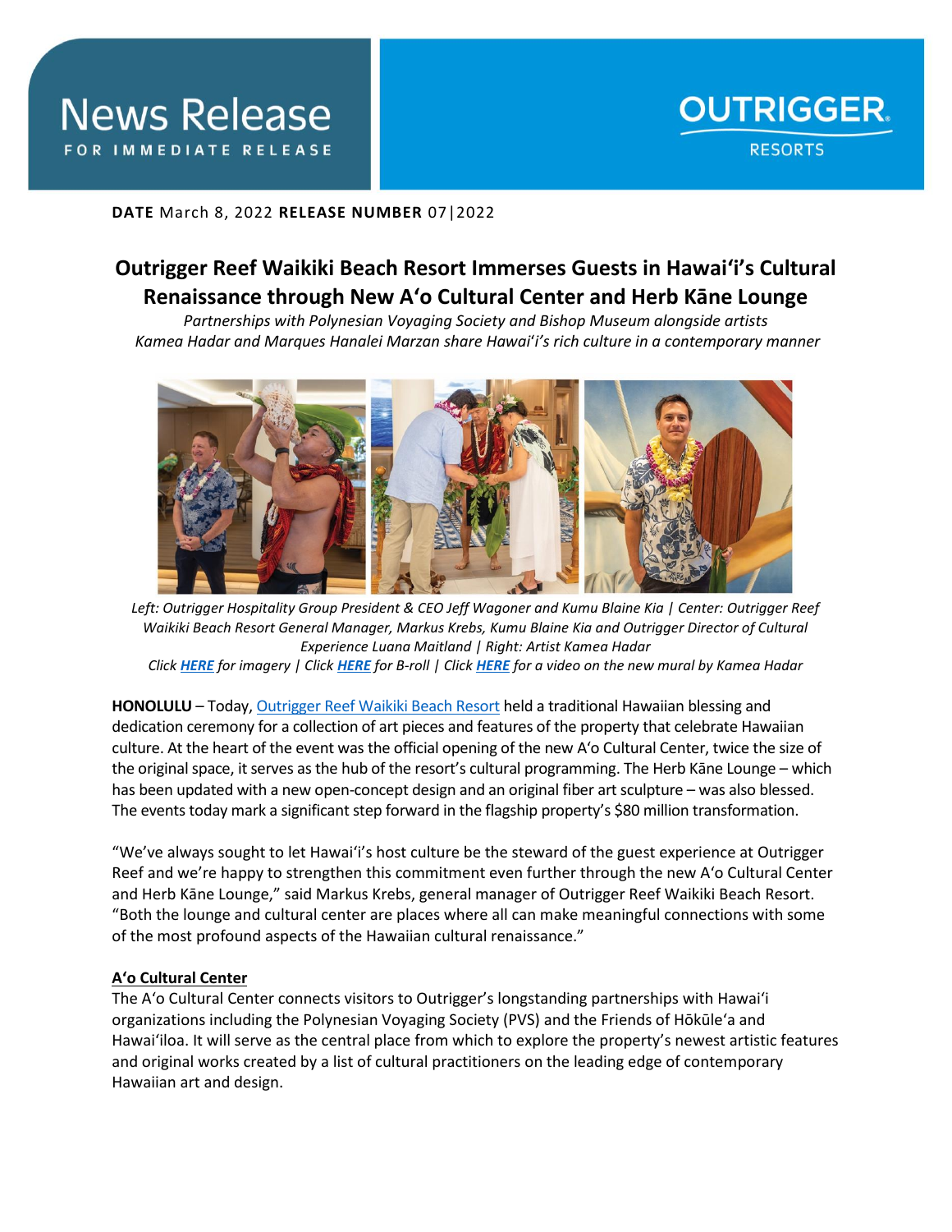# News Release

FOR IMMEDIATE RELEASE

OUTRIGGER RESORTS

**DATE** March 8, 2022 **RELEASE NUMBER** 07|2022

## Outrigger Reef Waikiki Beach Resort Immerses Guests in Hawai'i's Cultural Renaissance through New A'o Cultural Center and Herb Kāne Lounge

*Partnerships with Polynesian Voyaging Society and Bishop Museum alongside artists Kamea Hadar and Marques Hanalei Marzan share Hawai'i's rich culture in a contemporary manner*

*Left: Outrigger Hospitality Group President & CEO Jeff Wagoner and Kumu Blaine Kia | Center: Outrigger Reef Waikiki Beach Resort General Manager, Markus Krebs, Kumu Blaine Kia and Outrigger Director of Cultural Experience Luana Maitland | Right: Artist Kamea Hadar*
*Click **HERE** for imagery | Click **HERE** for B-roll | Click **HERE** for a video on the new mural by Kamea Hadar*

**HONOLULU** – Today, Outrigger Reef Waikiki Beach Resort held a traditional Hawaiian blessing and dedication ceremony for a collection of art pieces and features of the property that celebrate Hawaiian culture. At the heart of the event was the official opening of the new A'o Cultural Center, twice the size of the original space, it serves as the hub of the resort's cultural programming. The Herb Kāne Lounge – which has been updated with a new open-concept design and an original fiber art sculpture – was also blessed. The events today mark a significant step forward in the flagship property's $80 million transformation.

"We've always sought to let Hawai'i's host culture be the steward of the guest experience at Outrigger Reef and we're happy to strengthen this commitment even further through the new A'o Cultural Center and Herb Kāne Lounge," said Markus Krebs, general manager of Outrigger Reef Waikiki Beach Resort. "Both the lounge and cultural center are places where all can make meaningful connections with some of the most profound aspects of the Hawaiian cultural renaissance."

**A'o Cultural Center**

The A'o Cultural Center connects visitors to Outrigger's longstanding partnerships with Hawai'i organizations including the Polynesian Voyaging Society (PVS) and the Friends of Hōkūle'a and Hawai'iloa. It will serve as the central place from which to explore the property's newest artistic features and original works created by a list of cultural practitioners on the leading edge of contemporary Hawaiian art and design.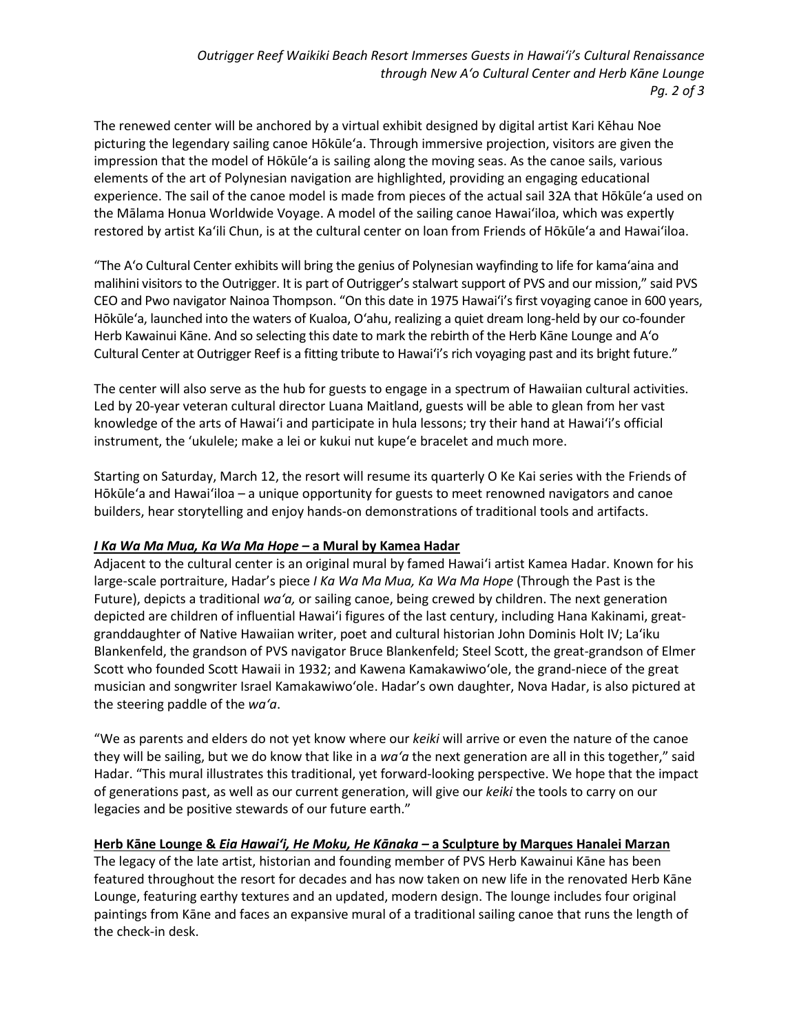The renewed center will be anchored by a virtual exhibit designed by digital artist Kari Kēhau Noe picturing the legendary sailing canoe Hōkūleʻa. Through immersive projection, visitors are given the impression that the model of Hōkūleʻa is sailing along the moving seas. As the canoe sails, various elements of the art of Polynesian navigation are highlighted, providing an engaging educational experience. The sail of the canoe model is made from pieces of the actual sail 32A that Hōkūleʻa used on the Mālama Honua Worldwide Voyage. A model of the sailing canoe Hawaiʻiloa, which was expertly restored by artist Kaʻili Chun, is at the cultural center on loan from Friends of Hōkūleʻa and Hawaiʻiloa.

"The Aʻo Cultural Center exhibits will bring the genius of Polynesian wayfinding to life for kamaʻaina and malihini visitors to the Outrigger. It is part of Outrigger's stalwart support of PVS and our mission," said PVS CEO and Pwo navigator Nainoa Thompson. "On this date in 1975 Hawaiʻi's first voyaging canoe in 600 years, Hōkūleʻa, launched into the waters of Kualoa, Oʻahu, realizing a quiet dream long-held by our co-founder Herb Kawainui Kāne. And so selecting this date to mark the rebirth of the Herb Kāne Lounge and Aʻo Cultural Center at Outrigger Reef is a fitting tribute to Hawaiʻi's rich voyaging past and its bright future."

The center will also serve as the hub for guests to engage in a spectrum of Hawaiian cultural activities. Led by 20-year veteran cultural director Luana Maitland, guests will be able to glean from her vast knowledge of the arts of Hawaiʻi and participate in hula lessons; try their hand at Hawaiʻi's official instrument, the ʻukulele; make a lei or kukui nut kupeʻe bracelet and much more.

Starting on Saturday, March 12, the resort will resume its quarterly O Ke Kai series with the Friends of Hōkūleʻa and Hawaiʻiloa – a unique opportunity for guests to meet renowned navigators and canoe builders, hear storytelling and enjoy hands-on demonstrations of traditional tools and artifacts.

**_I Ka Wa Ma Mua, Ka Wa Ma Hope_ – a Mural by Kamea Hadar**

Adjacent to the cultural center is an original mural by famed Hawaiʻi artist Kamea Hadar. Known for his large-scale portraiture, Hadar's piece *I Ka Wa Ma Mua, Ka Wa Ma Hope* (Through the Past is the Future), depicts a traditional *waʻa,* or sailing canoe, being crewed by children. The next generation depicted are children of influential Hawaiʻi figures of the last century, including Hana Kakinami, great-granddaughter of Native Hawaiian writer, poet and cultural historian John Dominis Holt IV; Laʻiku Blankenfeld, the grandson of PVS navigator Bruce Blankenfeld; Steel Scott, the great-grandson of Elmer Scott who founded Scott Hawaii in 1932; and Kawena Kamakawiwoʻole, the grand-niece of the great musician and songwriter Israel Kamakawiwoʻole. Hadar's own daughter, Nova Hadar, is also pictured at the steering paddle of the *waʻa*.

"We as parents and elders do not yet know where our *keiki* will arrive or even the nature of the canoe they will be sailing, but we do know that like in a *waʻa* the next generation are all in this together," said Hadar. "This mural illustrates this traditional, yet forward-looking perspective. We hope that the impact of generations past, as well as our current generation, will give our *keiki* the tools to carry on our legacies and be positive stewards of our future earth."

**Herb Kāne Lounge & _Eia Hawaiʻi, He Moku, He Kānaka_ – a Sculpture by Marques Hanalei Marzan**

The legacy of the late artist, historian and founding member of PVS Herb Kawainui Kāne has been featured throughout the resort for decades and has now taken on new life in the renovated Herb Kāne Lounge, featuring earthy textures and an updated, modern design. The lounge includes four original paintings from Kāne and faces an expansive mural of a traditional sailing canoe that runs the length of the check-in desk.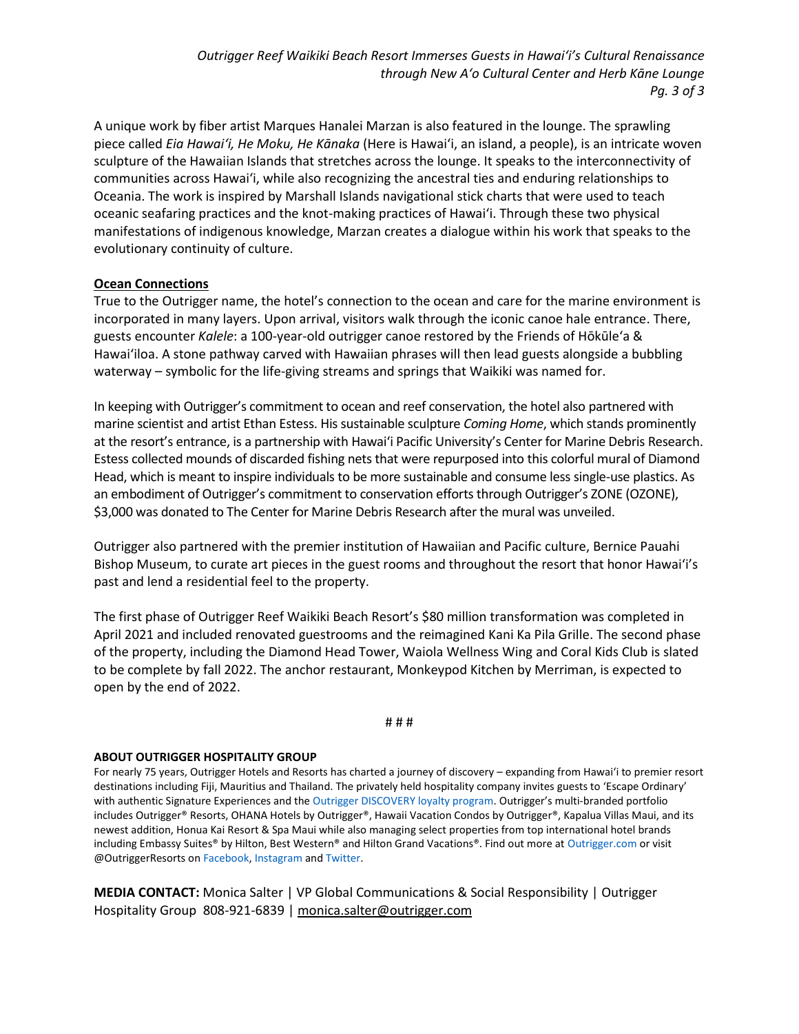A unique work by fiber artist Marques Hanalei Marzan is also featured in the lounge. The sprawling piece called *Eia Hawaiʻi, He Moku, He Kānaka* (Here is Hawaiʻi, an island, a people), is an intricate woven sculpture of the Hawaiian Islands that stretches across the lounge. It speaks to the interconnectivity of communities across Hawaiʻi, while also recognizing the ancestral ties and enduring relationships to Oceania. The work is inspired by Marshall Islands navigational stick charts that were used to teach oceanic seafaring practices and the knot-making practices of Hawaiʻi. Through these two physical manifestations of indigenous knowledge, Marzan creates a dialogue within his work that speaks to the evolutionary continuity of culture.

**Ocean Connections**

True to the Outrigger name, the hotel's connection to the ocean and care for the marine environment is incorporated in many layers. Upon arrival, visitors walk through the iconic canoe hale entrance. There, guests encounter *Kalele*: a 100-year-old outrigger canoe restored by the Friends of Hōkūleʻa & Hawaiʻiloa. A stone pathway carved with Hawaiian phrases will then lead guests alongside a bubbling waterway – symbolic for the life-giving streams and springs that Waikiki was named for.

In keeping with Outrigger's commitment to ocean and reef conservation, the hotel also partnered with marine scientist and artist Ethan Estess. His sustainable sculpture *Coming Home*, which stands prominently at the resort's entrance, is a partnership with Hawaiʻi Pacific University's Center for Marine Debris Research. Estess collected mounds of discarded fishing nets that were repurposed into this colorful mural of Diamond Head, which is meant to inspire individuals to be more sustainable and consume less single-use plastics. As an embodiment of Outrigger's commitment to conservation efforts through Outrigger's ZONE (OZONE), $3,000 was donated to The Center for Marine Debris Research after the mural was unveiled.

Outrigger also partnered with the premier institution of Hawaiian and Pacific culture, Bernice Pauahi Bishop Museum, to curate art pieces in the guest rooms and throughout the resort that honor Hawaiʻi's past and lend a residential feel to the property.

The first phase of Outrigger Reef Waikiki Beach Resort's $80 million transformation was completed in April 2021 and included renovated guestrooms and the reimagined Kani Ka Pila Grille. The second phase of the property, including the Diamond Head Tower, Waiola Wellness Wing and Coral Kids Club is slated to be complete by fall 2022. The anchor restaurant, Monkeypod Kitchen by Merriman, is expected to open by the end of 2022.

# # #

**ABOUT OUTRIGGER HOSPITALITY GROUP**

For nearly 75 years, Outrigger Hotels and Resorts has charted a journey of discovery – expanding from Hawaiʻi to premier resort destinations including Fiji, Mauritius and Thailand. The privately held hospitality company invites guests to 'Escape Ordinary' with authentic Signature Experiences and the Outrigger DISCOVERY loyalty program. Outrigger's multi-branded portfolio includes Outrigger® Resorts, OHANA Hotels by Outrigger®, Hawaii Vacation Condos by Outrigger®, Kapalua Villas Maui, and its newest addition, Honua Kai Resort & Spa Maui while also managing select properties from top international hotel brands including Embassy Suites® by Hilton, Best Western® and Hilton Grand Vacations®. Find out more at Outrigger.com or visit @OutriggerResorts on Facebook, Instagram and Twitter.

**MEDIA CONTACT:** Monica Salter | VP Global Communications & Social Responsibility | Outrigger Hospitality Group 808-921-6839 | monica.salter@outrigger.com